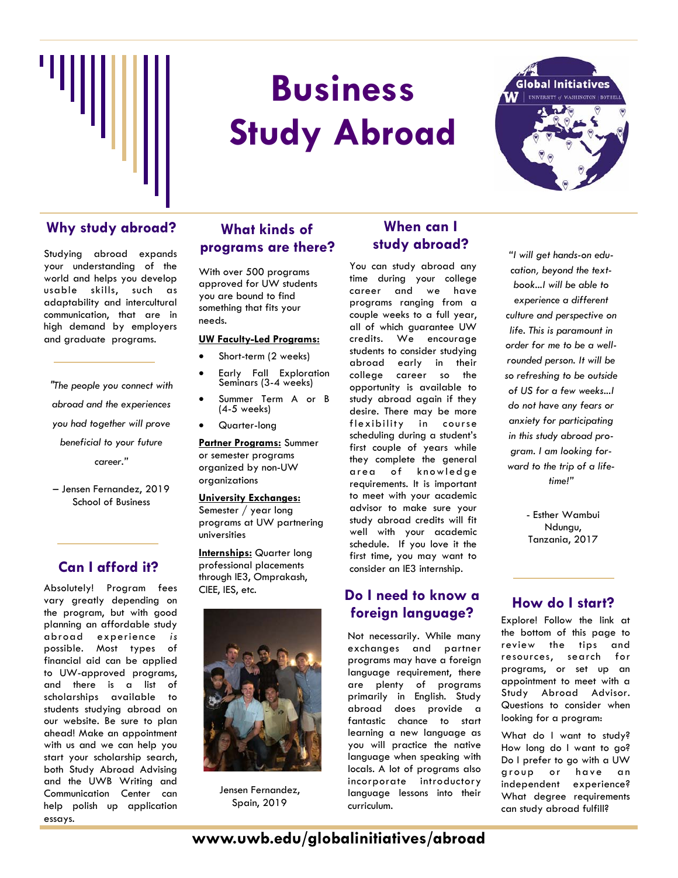# Business Study Abroad

Global Initiatives
UNIVERSITY of WASHINGTON | BOTHELL

## Why study abroad?

Studying abroad expands your understanding of the world and helps you develop usable skills, such as adaptability and intercultural communication, that are in high demand by employers and graduate programs.

*"The people you connect with abroad and the experiences you had together will prove beneficial to your future career."*

– Jensen Fernandez, 2019 School of Business

## Can I afford it?

Absolutely! Program fees vary greatly depending on the program, but with good planning an affordable study abroad experience *is* possible. Most types of financial aid can be applied to UW-approved programs, and there is a list of scholarships available to students studying abroad on our website. Be sure to plan ahead! Make an appointment with us and we can help you start your scholarship search, both Study Abroad Advising and the UWB Writing and Communication Center can help polish up application essays.

## What kinds of programs are there?

With over 500 programs approved for UW students you are bound to find something that fits your needs.

**UW Faculty-Led Programs:**

- Short-term (2 weeks)
- Early Fall Exploration Seminars (3-4 weeks)
- Summer Term A or B (4-5 weeks)
- Quarter-long

**Partner Programs:** Summer or semester programs organized by non-UW organizations

**University Exchanges:** Semester / year long programs at UW partnering universities

**Internships:** Quarter long professional placements through IE3, Omprakash, CIEE, IES, etc.

Jensen Fernandez, Spain, 2019

## When can I study abroad?

You can study abroad any time during your college career and we have programs ranging from a couple weeks to a full year, all of which guarantee UW credits. We encourage students to consider studying abroad early in their college career so the opportunity is available to study abroad again if they desire. There may be more flexibility in course scheduling during a student's first couple of years while they complete the general area of knowledge requirements. It is important to meet with your academic advisor to make sure your study abroad credits will fit well with your academic schedule. If you love it the first time, you may want to consider an IE3 internship.

## Do I need to know a foreign language?

Not necessarily. While many exchanges and partner programs may have a foreign language requirement, there are plenty of programs primarily in English. Study abroad does provide a fantastic chance to start learning a new language as you will practice the native language when speaking with locals. A lot of programs also incorporate introductory language lessons into their curriculum.

*"I will get hands-on education, beyond the textbook...I will be able to experience a different culture and perspective on life. This is paramount in order for me to be a well-rounded person. It will be so refreshing to be outside of US for a few weeks...I do not have any fears or anxiety for participating in this study abroad program. I am looking forward to the trip of a lifetime!"*

- Esther Wambui Ndungu, Tanzania, 2017

## How do I start?

Explore! Follow the link at the bottom of this page to review the tips and resources, search for programs, or set up an appointment to meet with a Study Abroad Advisor. Questions to consider when looking for a program:

What do I want to study? How long do I want to go? Do I prefer to go with a UW group or have an independent experience? What degree requirements can study abroad fulfill?

**www.uwb.edu/globalinitiatives/abroad**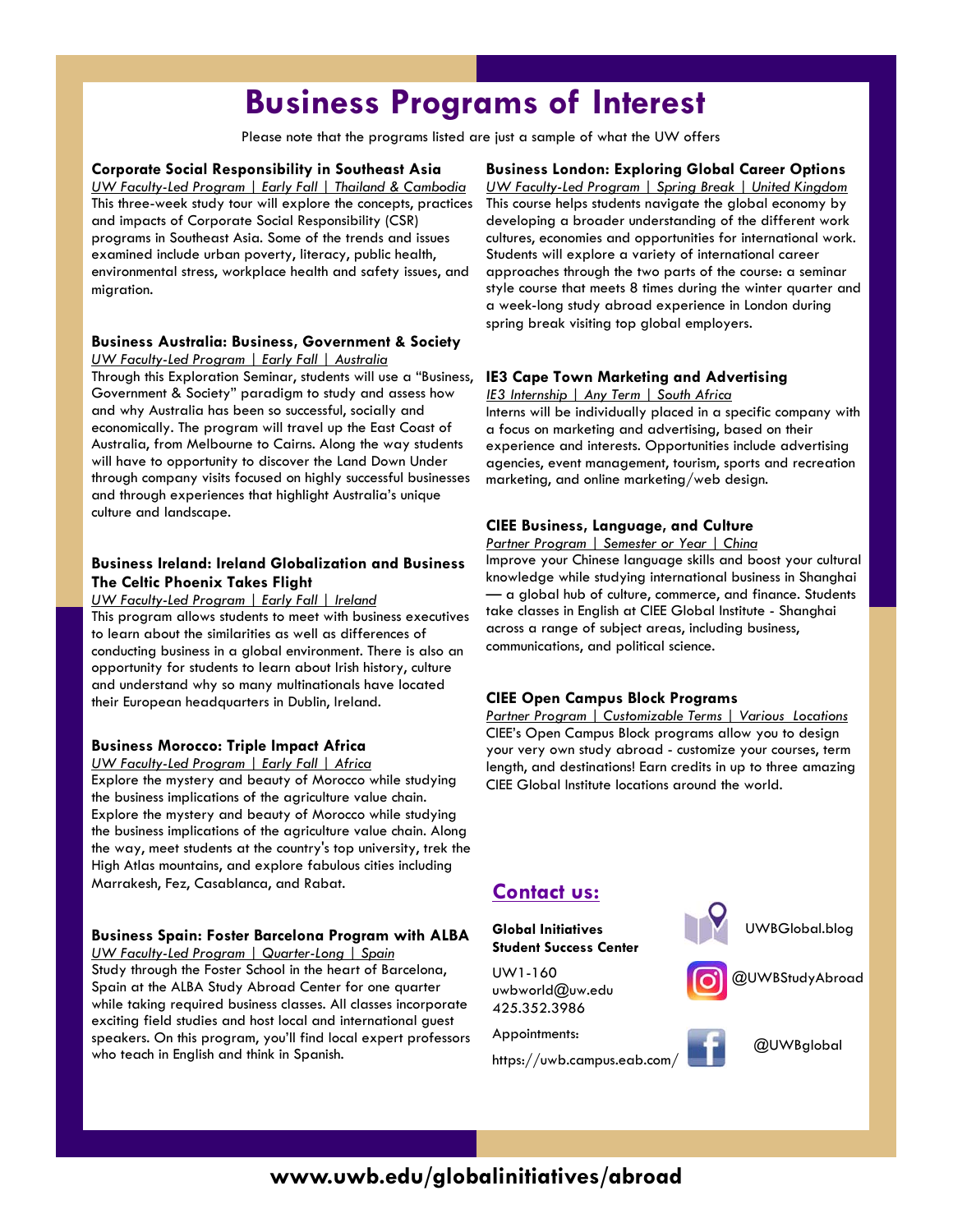# Business Programs of Interest

Please note that the programs listed are just a sample of what the UW offers

### Corporate Social Responsibility in Southeast Asia

*UW Faculty-Led Program | Early Fall | Thailand & Cambodia*

This three-week study tour will explore the concepts, practices and impacts of Corporate Social Responsibility (CSR) programs in Southeast Asia. Some of the trends and issues examined include urban poverty, literacy, public health, environmental stress, workplace health and safety issues, and migration.

### Business Australia: Business, Government & Society

*UW Faculty-Led Program | Early Fall | Australia*

Through this Exploration Seminar, students will use a "Business, Government & Society" paradigm to study and assess how and why Australia has been so successful, socially and economically. The program will travel up the East Coast of Australia, from Melbourne to Cairns. Along the way students will have to opportunity to discover the Land Down Under through company visits focused on highly successful businesses and through experiences that highlight Australia's unique culture and landscape.

### Business Ireland: Ireland Globalization and Business The Celtic Phoenix Takes Flight

*UW Faculty-Led Program | Early Fall | Ireland*

This program allows students to meet with business executives to learn about the similarities as well as differences of conducting business in a global environment. There is also an opportunity for students to learn about Irish history, culture and understand why so many multinationals have located their European headquarters in Dublin, Ireland.

### Business Morocco: Triple Impact Africa

*UW Faculty-Led Program | Early Fall | Africa*

Explore the mystery and beauty of Morocco while studying the business implications of the agriculture value chain. Explore the mystery and beauty of Morocco while studying the business implications of the agriculture value chain. Along the way, meet students at the country's top university, trek the High Atlas mountains, and explore fabulous cities including Marrakesh, Fez, Casablanca, and Rabat.

### Business Spain: Foster Barcelona Program with ALBA

*UW Faculty-Led Program | Quarter-Long | Spain*

Study through the Foster School in the heart of Barcelona, Spain at the ALBA Study Abroad Center for one quarter while taking required business classes. All classes incorporate exciting field studies and host local and international guest speakers. On this program, you'll find local expert professors who teach in English and think in Spanish.

### Business London: Exploring Global Career Options

*UW Faculty-Led Program | Spring Break | United Kingdom*

This course helps students navigate the global economy by developing a broader understanding of the different work cultures, economies and opportunities for international work. Students will explore a variety of international career approaches through the two parts of the course: a seminar style course that meets 8 times during the winter quarter and a week-long study abroad experience in London during spring break visiting top global employers.

### IE3 Cape Town Marketing and Advertising

*IE3 Internship | Any Term | South Africa*

Interns will be individually placed in a specific company with a focus on marketing and advertising, based on their experience and interests. Opportunities include advertising agencies, event management, tourism, sports and recreation marketing, and online marketing/web design.

### CIEE Business, Language, and Culture

*Partner Program | Semester or Year | China*

Improve your Chinese language skills and boost your cultural knowledge while studying international business in Shanghai — a global hub of culture, commerce, and finance. Students take classes in English at CIEE Global Institute - Shanghai across a range of subject areas, including business, communications, and political science.

### CIEE Open Campus Block Programs

*Partner Program | Customizable Terms | Various Locations*

CIEE's Open Campus Block programs allow you to design your very own study abroad - customize your courses, term length, and destinations! Earn credits in up to three amazing CIEE Global Institute locations around the world.

## Contact us:

**Global Initiatives Student Success Center**

UW1-160
uwbworld@uw.edu
425.352.3986

Appointments:
https://uwb.campus.eab.com/

UWBGlobal.blog

@UWBStudyAbroad

@UWBglobal

**www.uwb.edu/globalinitiatives/abroad**